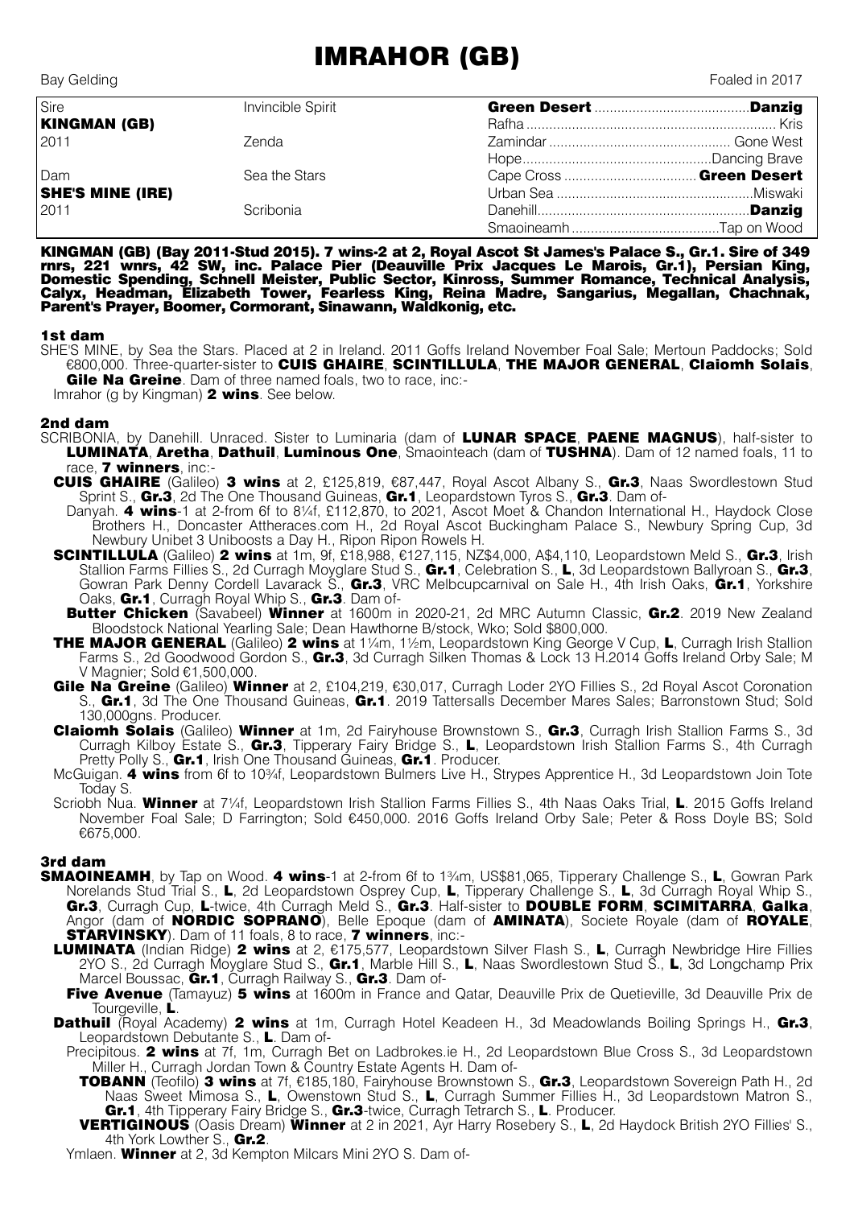# IMRAHOR (GB)

Bay Gelding | Foaled in 2017

| | | | |
|---|---|---|---|
| Sire | Invincible Spirit | **Green Desert** | **Danzig** |
| **KINGMAN (GB)** | | Rafha | Kris |
| 2011 | Zenda | Zamindar | Gone West |
| | | Hope | Dancing Brave |
| Dam | Sea the Stars | Cape Cross | **Green Desert** |
| **SHE'S MINE (IRE)** | | Urban Sea | Miswaki |
| 2011 | Scribonia | Danehill | **Danzig** |
| | | Smaoineamh | Tap on Wood |

**KINGMAN (GB) (Bay 2011-Stud 2015). 7 wins-2 at 2, Royal Ascot St James's Palace S., Gr.1. Sire of 349 rnrs, 221 wnrs, 42 SW, inc. Palace Pier (Deauville Prix Jacques Le Marois, Gr.1), Persian King, Domestic Spending, Schnell Meister, Public Sector, Kinross, Summer Romance, Technical Analysis, Calyx, Headman, Elizabeth Tower, Fearless King, Reina Madre, Sangarius, Megallan, Chachnak, Parent's Prayer, Boomer, Cormorant, Sinawann, Waldkonig, etc.**

## 1st dam

SHE'S MINE, by Sea the Stars. Placed at 2 in Ireland. 2011 Goffs Ireland November Foal Sale; Mertoun Paddocks; Sold €800,000. Three-quarter-sister to **CUIS GHAIRE**, **SCINTILLULA**, **THE MAJOR GENERAL**, **Claiomh Solais**, **Gile Na Greine**. Dam of three named foals, two to race, inc:-

Imrahor (g by Kingman) **2 wins**. See below.

## 2nd dam

SCRIBONIA, by Danehill. Unraced. Sister to Luminaria (dam of **LUNAR SPACE**, **PAENE MAGNUS**), half-sister to **LUMINATA**, **Aretha**, **Dathuil**, **Luminous One**, Smaointeach (dam of **TUSHNA**). Dam of 12 named foals, 11 to race, **7 winners**, inc:-

**CUIS GHAIRE** (Galileo) **3 wins** at 2, £125,819, €87,447, Royal Ascot Albany S., **Gr.3**, Naas Swordlestown Stud Sprint S., **Gr.3**, 2d The One Thousand Guineas, **Gr.1**, Leopardstown Tyros S., **Gr.3**. Dam of-

Danyah. **4 wins**-1 at 2-from 6f to 8¼f, £112,870, to 2021, Ascot Moet & Chandon International H., Haydock Close Brothers H., Doncaster Attheraces.com H., 2d Royal Ascot Buckingham Palace S., Newbury Spring Cup, 3d Newbury Unibet 3 Uniboosts a Day H., Ripon Ripon Rowels H.

**SCINTILLULA** (Galileo) **2 wins** at 1m, 9f, £18,988, €127,115, NZ$4,000, A$4,110, Leopardstown Meld S., **Gr.3**, Irish Stallion Farms Fillies S., 2d Curragh Moyglare Stud S., **Gr.1**, Celebration S., **L**, 3d Leopardstown Ballyroan S., **Gr.3**, Gowran Park Denny Cordell Lavarack S., **Gr.3**, VRC Melbcupcarnival on Sale H., 4th Irish Oaks, **Gr.1**, Yorkshire Oaks, **Gr.1**, Curragh Royal Whip S., **Gr.3**. Dam of-

**Butter Chicken** (Savabeel) **Winner** at 1600m in 2020-21, 2d MRC Autumn Classic, **Gr.2**. 2019 New Zealand Bloodstock National Yearling Sale; Dean Hawthorne B/stock, Wko; Sold $800,000.

**THE MAJOR GENERAL** (Galileo) **2 wins** at 1¼m, 1½m, Leopardstown King George V Cup, **L**, Curragh Irish Stallion Farms S., 2d Goodwood Gordon S., **Gr.3**, 3d Curragh Silken Thomas & Lock 13 H.2014 Goffs Ireland Orby Sale; M V Magnier; Sold €1,500,000.

**Gile Na Greine** (Galileo) **Winner** at 2, £104,219, €30,017, Curragh Loder 2YO Fillies S., 2d Royal Ascot Coronation S., **Gr.1**, 3d The One Thousand Guineas, **Gr.1**. 2019 Tattersalls December Mares Sales; Barronstown Stud; Sold 130,000gns. Producer.

**Claiomh Solais** (Galileo) **Winner** at 1m, 2d Fairyhouse Brownstown S., **Gr.3**, Curragh Irish Stallion Farms S., 3d Curragh Kilboy Estate S., **Gr.3**, Tipperary Fairy Bridge S., **L**, Leopardstown Irish Stallion Farms S., 4th Curragh Pretty Polly S., **Gr.1**, Irish One Thousand Guineas, **Gr.1**. Producer.

McGuigan. **4 wins** from 6f to 10¾f, Leopardstown Bulmers Live H., Strypes Apprentice H., 3d Leopardstown Join Tote Today S.

Scriobh Nua. **Winner** at 7¼f, Leopardstown Irish Stallion Farms Fillies S., 4th Naas Oaks Trial, **L**. 2015 Goffs Ireland November Foal Sale; D Farrington; Sold €450,000. 2016 Goffs Ireland Orby Sale; Peter & Ross Doyle BS; Sold €675,000.

## 3rd dam

**SMAOINEAMH**, by Tap on Wood. **4 wins**-1 at 2-from 6f to 1¾m, US$81,065, Tipperary Challenge S., **L**, Gowran Park Norelands Stud Trial S., **L**, 2d Leopardstown Osprey Cup, **L**, Tipperary Challenge S., **L**, 3d Curragh Royal Whip S., **Gr.3**, Curragh Cup, **L**-twice, 4th Curragh Meld S., **Gr.3**. Half-sister to **DOUBLE FORM**, **SCIMITARRA**, **Galka**, Angor (dam of **NORDIC SOPRANO**), Belle Epoque (dam of **AMINATA**), Societe Royale (dam of **ROYALE**, **STARVINSKY**). Dam of 11 foals, 8 to race, **7 winners**, inc:-

**LUMINATA** (Indian Ridge) **2 wins** at 2, €175,577, Leopardstown Silver Flash S., **L**, Curragh Newbridge Hire Fillies 2YO S., 2d Curragh Moyglare Stud S., **Gr.1**, Marble Hill S., **L**, Naas Swordlestown Stud S., **L**, 3d Longchamp Prix Marcel Boussac, **Gr.1**, Curragh Railway S., **Gr.3**. Dam of-

**Five Avenue** (Tamayuz) **5 wins** at 1600m in France and Qatar, Deauville Prix de Quetieville, 3d Deauville Prix de Tourgeville, **L**.

**Dathuil** (Royal Academy) **2 wins** at 1m, Curragh Hotel Keadeen H., 3d Meadowlands Boiling Springs H., **Gr.3**, Leopardstown Debutante S., **L**. Dam of-

Precipitous. **2 wins** at 7f, 1m, Curragh Bet on Ladbrokes.ie H., 2d Leopardstown Blue Cross S., 3d Leopardstown Miller H., Curragh Jordan Town & Country Estate Agents H. Dam of-

**TOBANN** (Teofilo) **3 wins** at 7f, €185,180, Fairyhouse Brownstown S., **Gr.3**, Leopardstown Sovereign Path H., 2d Naas Sweet Mimosa S., **L**, Owenstown Stud S., **L**, Curragh Summer Fillies H., 3d Leopardstown Matron S., **Gr.1**, 4th Tipperary Fairy Bridge S., **Gr.3**-twice, Curragh Tetrarch S., **L**. Producer.

**VERTIGINOUS** (Oasis Dream) **Winner** at 2 in 2021, Ayr Harry Rosebery S., **L**, 2d Haydock British 2YO Fillies' S., 4th York Lowther S., **Gr.2**.

Ymlaen. **Winner** at 2, 3d Kempton Milcars Mini 2YO S. Dam of-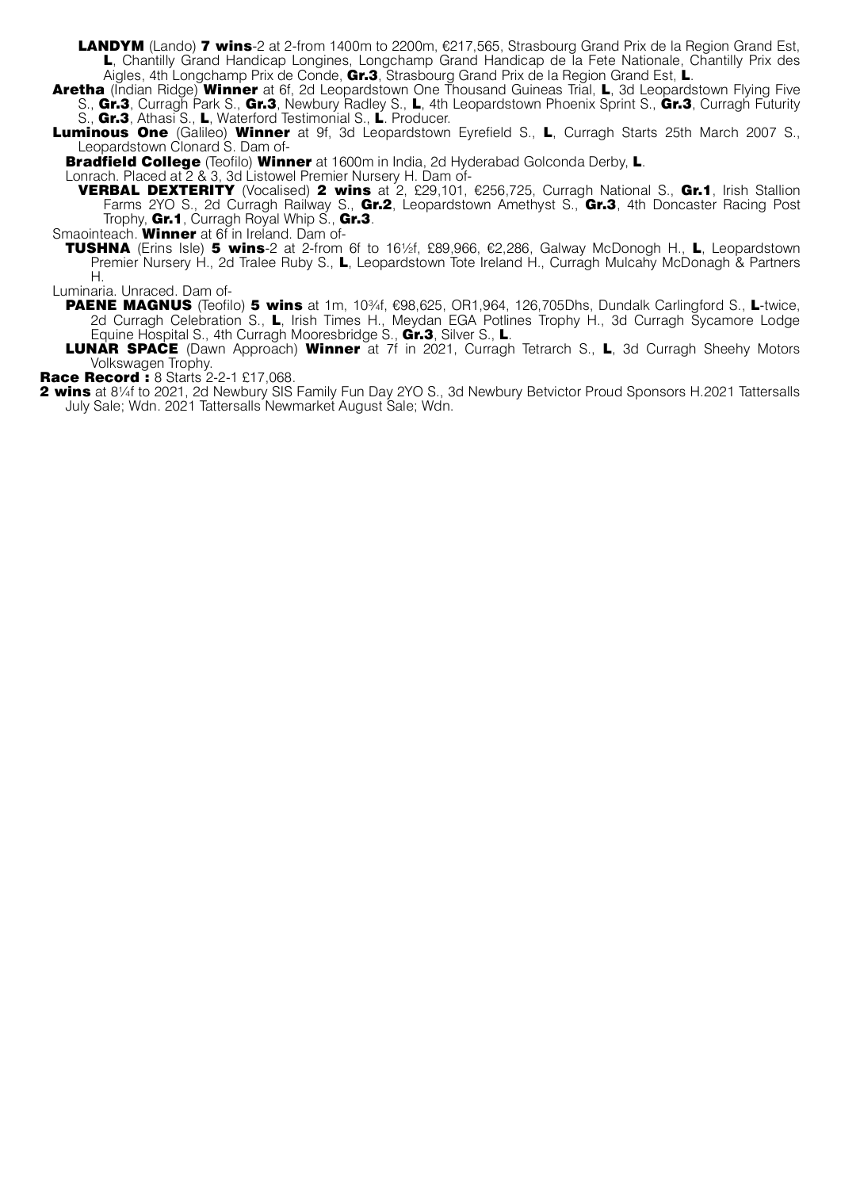**LANDYM** (Lando) **7 wins**-2 at 2-from 1400m to 2200m, €217,565, Strasbourg Grand Prix de la Region Grand Est, **L**, Chantilly Grand Handicap Longines, Longchamp Grand Handicap de la Fete Nationale, Chantilly Prix des Aigles, 4th Longchamp Prix de Conde, **Gr.3**, Strasbourg Grand Prix de la Region Grand Est, **L**.

**Aretha** (Indian Ridge) **Winner** at 6f, 2d Leopardstown One Thousand Guineas Trial, **L**, 3d Leopardstown Flying Five S., **Gr.3**, Curragh Park S., **Gr.3**, Newbury Radley S., **L**, 4th Leopardstown Phoenix Sprint S., **Gr.3**, Curragh Futurity S., **Gr.3**, Athasi S., **L**, Waterford Testimonial S., **L**. Producer.

**Luminous One** (Galileo) **Winner** at 9f, 3d Leopardstown Eyrefield S., **L**, Curragh Starts 25th March 2007 S., Leopardstown Clonard S. Dam of-

**Bradfield College** (Teofilo) **Winner** at 1600m in India, 2d Hyderabad Golconda Derby, **L**.

Lonrach. Placed at 2 & 3, 3d Listowel Premier Nursery H. Dam of-

**VERBAL DEXTERITY** (Vocalised) **2 wins** at 2, £29,101, €256,725, Curragh National S., **Gr.1**, Irish Stallion Farms 2YO S., 2d Curragh Railway S., **Gr.2**, Leopardstown Amethyst S., **Gr.3**, 4th Doncaster Racing Post Trophy, **Gr.1**, Curragh Royal Whip S., **Gr.3**.

Smaointeach. **Winner** at 6f in Ireland. Dam of-

**TUSHNA** (Erins Isle) **5 wins**-2 at 2-from 6f to 16½f, £89,966, €2,286, Galway McDonogh H., **L**, Leopardstown Premier Nursery H., 2d Tralee Ruby S., **L**, Leopardstown Tote Ireland H., Curragh Mulcahy McDonagh & Partners H.

Luminaria. Unraced. Dam of-

**PAENE MAGNUS** (Teofilo) **5 wins** at 1m, 10¾f, €98,625, OR1,964, 126,705Dhs, Dundalk Carlingford S., **L**-twice, 2d Curragh Celebration S., **L**, Irish Times H., Meydan EGA Potlines Trophy H., 3d Curragh Sycamore Lodge Equine Hospital S., 4th Curragh Mooresbridge S., **Gr.3**, Silver S., **L**.

**LUNAR SPACE** (Dawn Approach) **Winner** at 7f in 2021, Curragh Tetrarch S., **L**, 3d Curragh Sheehy Motors Volkswagen Trophy.

**Race Record :** 8 Starts 2-2-1 £17,068.

**2 wins** at 8¼f to 2021, 2d Newbury SIS Family Fun Day 2YO S., 3d Newbury Betvictor Proud Sponsors H.2021 Tattersalls July Sale; Wdn. 2021 Tattersalls Newmarket August Sale; Wdn.